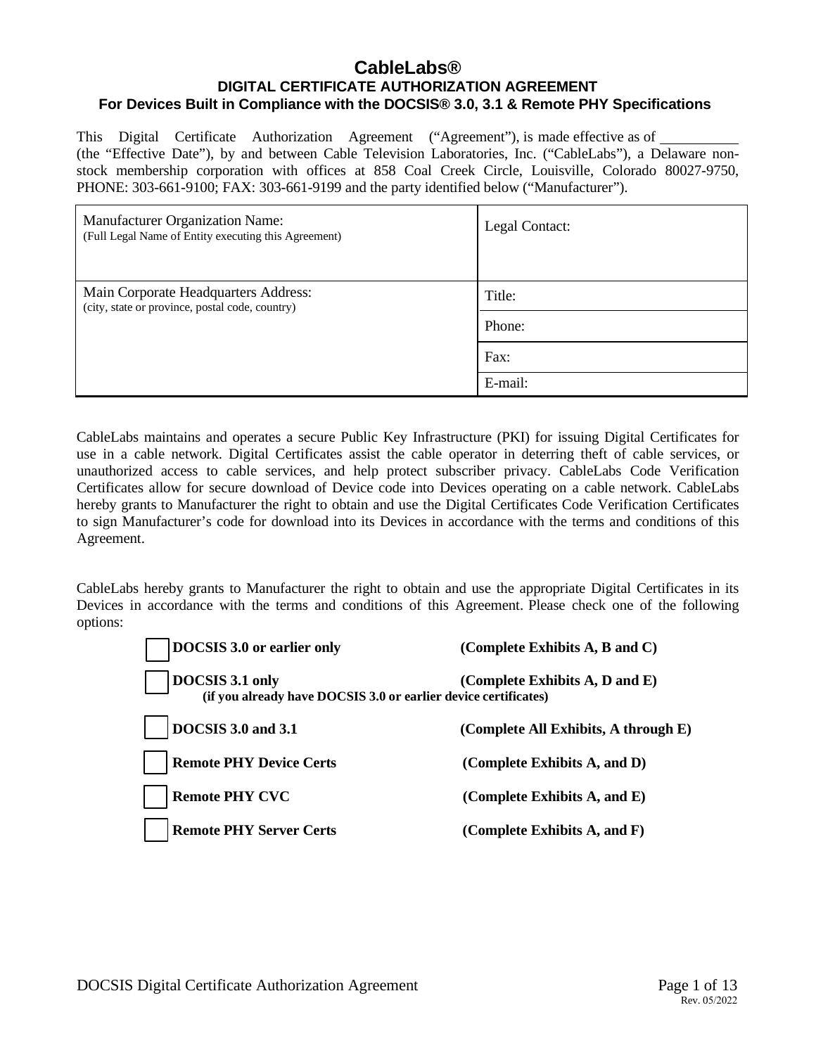# CableLabs®

## DIGITAL CERTIFICATE AUTHORIZATION AGREEMENT

### For Devices Built in Compliance with the DOCSIS® 3.0, 3.1 & Remote PHY Specifications

This Digital Certificate Authorization Agreement ("Agreement"), is made effective as of __________ (the "Effective Date"), by and between Cable Television Laboratories, Inc. ("CableLabs"), a Delaware non-stock membership corporation with offices at 858 Coal Creek Circle, Louisville, Colorado 80027-9750, PHONE: 303-661-9100; FAX: 303-661-9199 and the party identified below ("Manufacturer").

| Manufacturer Organization Name: (Full Legal Name of Entity executing this Agreement) | Legal Contact: |
|---|---|
| Main Corporate Headquarters Address: (city, state or province, postal code, country) | Title: |
| | Phone: |
| | Fax: |
| | E-mail: |

CableLabs maintains and operates a secure Public Key Infrastructure (PKI) for issuing Digital Certificates for use in a cable network. Digital Certificates assist the cable operator in deterring theft of cable services, or unauthorized access to cable services, and help protect subscriber privacy. CableLabs Code Verification Certificates allow for secure download of Device code into Devices operating on a cable network. CableLabs hereby grants to Manufacturer the right to obtain and use the Digital Certificates Code Verification Certificates to sign Manufacturer's code for download into its Devices in accordance with the terms and conditions of this Agreement.

CableLabs hereby grants to Manufacturer the right to obtain and use the appropriate Digital Certificates in its Devices in accordance with the terms and conditions of this Agreement. Please check one of the following options:

- ☐ **DOCSIS 3.0 or earlier only** **(Complete Exhibits A, B and C)**
- ☐ **DOCSIS 3.1 only** **(Complete Exhibits A, D and E)**
  **(if you already have DOCSIS 3.0 or earlier device certificates)**
- ☐ **DOCSIS 3.0 and 3.1** **(Complete All Exhibits, A through E)**
- ☐ **Remote PHY Device Certs** **(Complete Exhibits A, and D)**
- ☐ **Remote PHY CVC** **(Complete Exhibits A, and E)**
- ☐ **Remote PHY Server Certs** **(Complete Exhibits A, and F)**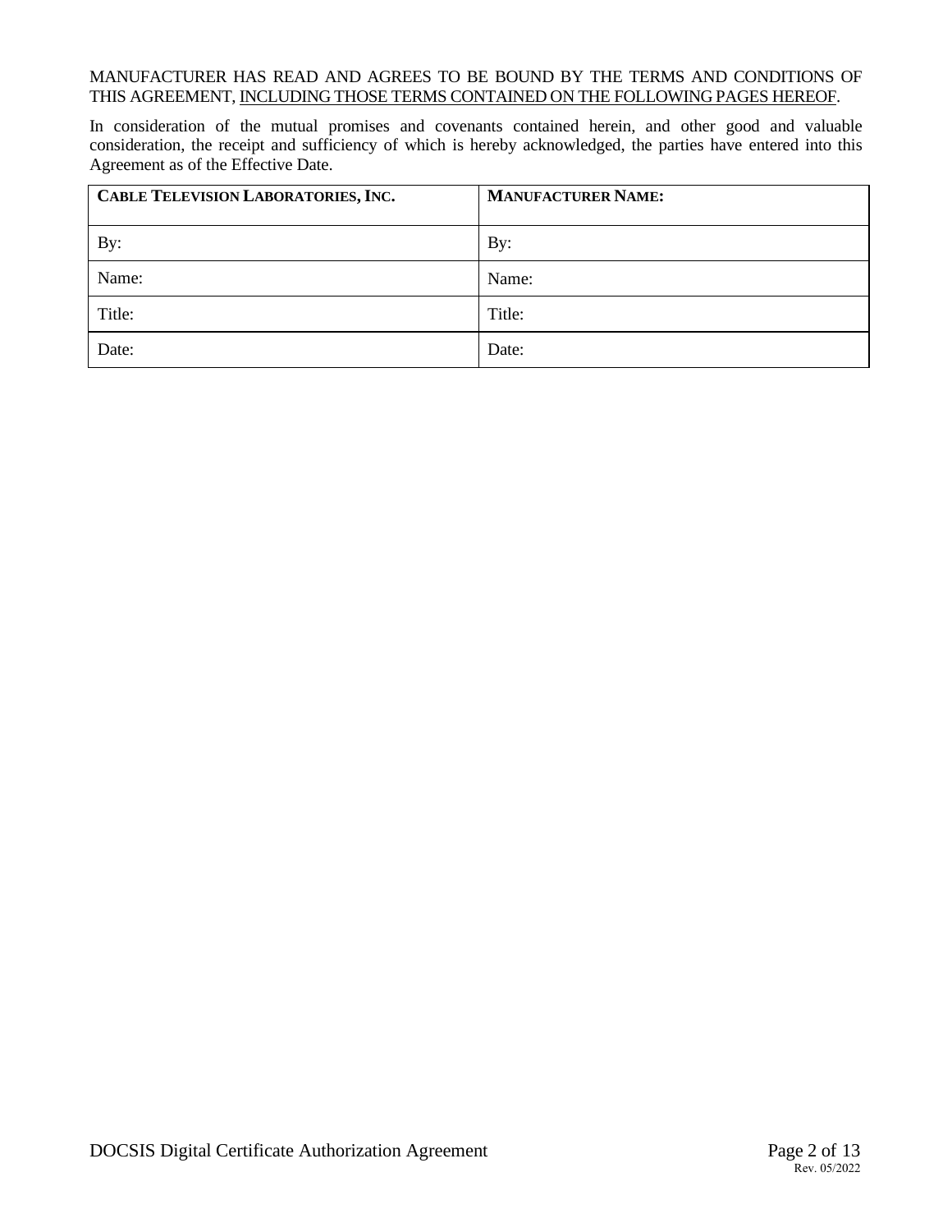MANUFACTURER HAS READ AND AGREES TO BE BOUND BY THE TERMS AND CONDITIONS OF THIS AGREEMENT, INCLUDING THOSE TERMS CONTAINED ON THE FOLLOWING PAGES HEREOF.

In consideration of the mutual promises and covenants contained herein, and other good and valuable consideration, the receipt and sufficiency of which is hereby acknowledged, the parties have entered into this Agreement as of the Effective Date.

| **CABLE TELEVISION LABORATORIES, INC.** | **MANUFACTURER NAME:** |
|---|---|
| By: | By: |
| Name: | Name: |
| Title: | Title: |
| Date: | Date: |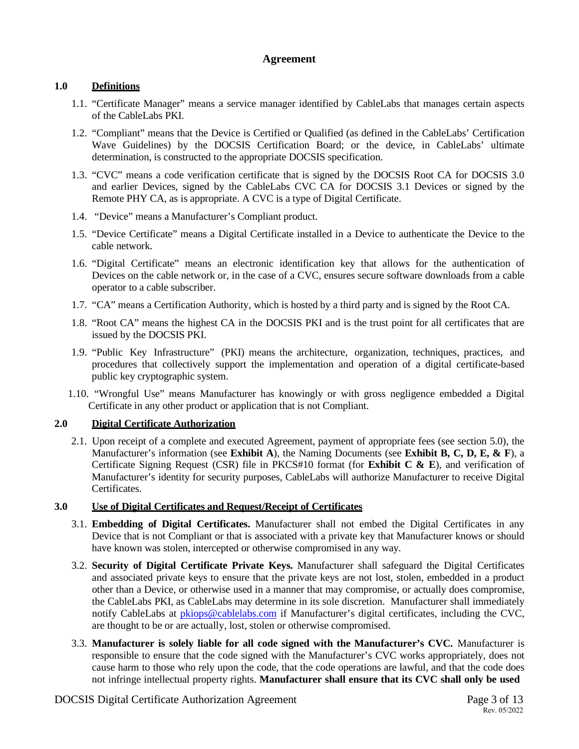# Agreement

## 1.0 Definitions

1.1. "Certificate Manager" means a service manager identified by CableLabs that manages certain aspects of the CableLabs PKI.

1.2. "Compliant" means that the Device is Certified or Qualified (as defined in the CableLabs' Certification Wave Guidelines) by the DOCSIS Certification Board; or the device, in CableLabs' ultimate determination, is constructed to the appropriate DOCSIS specification.

1.3. "CVC" means a code verification certificate that is signed by the DOCSIS Root CA for DOCSIS 3.0 and earlier Devices, signed by the CableLabs CVC CA for DOCSIS 3.1 Devices or signed by the Remote PHY CA, as is appropriate. A CVC is a type of Digital Certificate.

1.4. "Device" means a Manufacturer's Compliant product.

1.5. "Device Certificate" means a Digital Certificate installed in a Device to authenticate the Device to the cable network.

1.6. "Digital Certificate" means an electronic identification key that allows for the authentication of Devices on the cable network or, in the case of a CVC, ensures secure software downloads from a cable operator to a cable subscriber.

1.7. "CA" means a Certification Authority, which is hosted by a third party and is signed by the Root CA.

1.8. "Root CA" means the highest CA in the DOCSIS PKI and is the trust point for all certificates that are issued by the DOCSIS PKI.

1.9. "Public Key Infrastructure" (PKI) means the architecture, organization, techniques, practices, and procedures that collectively support the implementation and operation of a digital certificate-based public key cryptographic system.

1.10. "Wrongful Use" means Manufacturer has knowingly or with gross negligence embedded a Digital Certificate in any other product or application that is not Compliant.

## 2.0 Digital Certificate Authorization

2.1. Upon receipt of a complete and executed Agreement, payment of appropriate fees (see section 5.0), the Manufacturer's information (see **Exhibit A**), the Naming Documents (see **Exhibit B, C, D, E, & F**), a Certificate Signing Request (CSR) file in PKCS#10 format (for **Exhibit C & E**), and verification of Manufacturer's identity for security purposes, CableLabs will authorize Manufacturer to receive Digital Certificates.

## 3.0 Use of Digital Certificates and Request/Receipt of Certificates

3.1. **Embedding of Digital Certificates.** Manufacturer shall not embed the Digital Certificates in any Device that is not Compliant or that is associated with a private key that Manufacturer knows or should have known was stolen, intercepted or otherwise compromised in any way.

3.2. **Security of Digital Certificate Private Keys.** Manufacturer shall safeguard the Digital Certificates and associated private keys to ensure that the private keys are not lost, stolen, embedded in a product other than a Device, or otherwise used in a manner that may compromise, or actually does compromise, the CableLabs PKI, as CableLabs may determine in its sole discretion. Manufacturer shall immediately notify CableLabs at [pkiops@cablelabs.com](mailto:pkiops@cablelabs.com) if Manufacturer's digital certificates, including the CVC, are thought to be or are actually, lost, stolen or otherwise compromised.

3.3. **Manufacturer is solely liable for all code signed with the Manufacturer's CVC.** Manufacturer is responsible to ensure that the code signed with the Manufacturer's CVC works appropriately, does not cause harm to those who rely upon the code, that the code operations are lawful, and that the code does not infringe intellectual property rights. **Manufacturer shall ensure that its CVC shall only be used**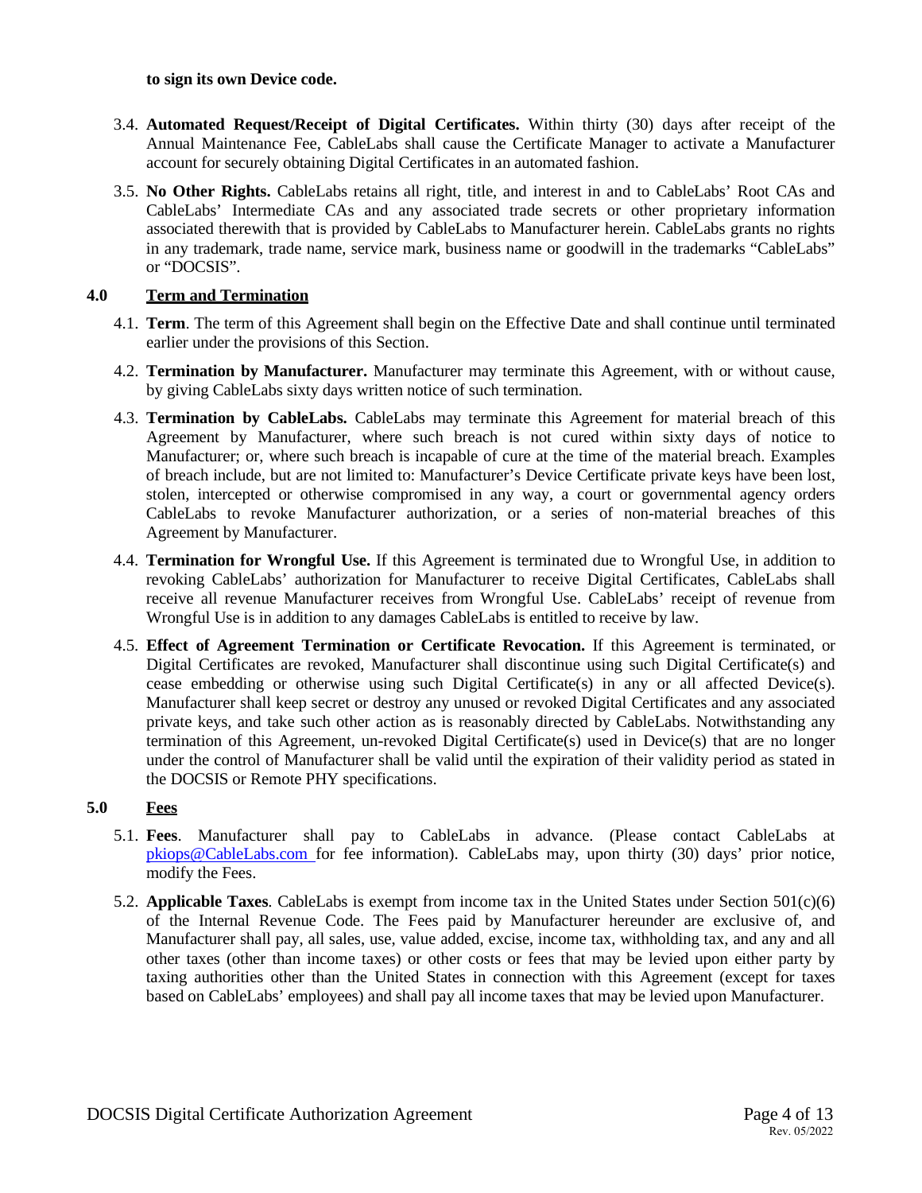**to sign its own Device code.**

3.4. **Automated Request/Receipt of Digital Certificates.** Within thirty (30) days after receipt of the Annual Maintenance Fee, CableLabs shall cause the Certificate Manager to activate a Manufacturer account for securely obtaining Digital Certificates in an automated fashion.

3.5. **No Other Rights.** CableLabs retains all right, title, and interest in and to CableLabs' Root CAs and CableLabs' Intermediate CAs and any associated trade secrets or other proprietary information associated therewith that is provided by CableLabs to Manufacturer herein. CableLabs grants no rights in any trademark, trade name, service mark, business name or goodwill in the trademarks "CableLabs" or "DOCSIS".

## 4.0 Term and Termination

4.1. **Term**. The term of this Agreement shall begin on the Effective Date and shall continue until terminated earlier under the provisions of this Section.

4.2. **Termination by Manufacturer.** Manufacturer may terminate this Agreement, with or without cause, by giving CableLabs sixty days written notice of such termination.

4.3. **Termination by CableLabs.** CableLabs may terminate this Agreement for material breach of this Agreement by Manufacturer, where such breach is not cured within sixty days of notice to Manufacturer; or, where such breach is incapable of cure at the time of the material breach. Examples of breach include, but are not limited to: Manufacturer's Device Certificate private keys have been lost, stolen, intercepted or otherwise compromised in any way, a court or governmental agency orders CableLabs to revoke Manufacturer authorization, or a series of non-material breaches of this Agreement by Manufacturer.

4.4. **Termination for Wrongful Use.** If this Agreement is terminated due to Wrongful Use, in addition to revoking CableLabs' authorization for Manufacturer to receive Digital Certificates, CableLabs shall receive all revenue Manufacturer receives from Wrongful Use. CableLabs' receipt of revenue from Wrongful Use is in addition to any damages CableLabs is entitled to receive by law.

4.5. **Effect of Agreement Termination or Certificate Revocation.** If this Agreement is terminated, or Digital Certificates are revoked, Manufacturer shall discontinue using such Digital Certificate(s) and cease embedding or otherwise using such Digital Certificate(s) in any or all affected Device(s). Manufacturer shall keep secret or destroy any unused or revoked Digital Certificates and any associated private keys, and take such other action as is reasonably directed by CableLabs. Notwithstanding any termination of this Agreement, un-revoked Digital Certificate(s) used in Device(s) that are no longer under the control of Manufacturer shall be valid until the expiration of their validity period as stated in the DOCSIS or Remote PHY specifications.

## 5.0 Fees

5.1. **Fees**. Manufacturer shall pay to CableLabs in advance. (Please contact CableLabs at pkiops@CableLabs.com for fee information). CableLabs may, upon thirty (30) days' prior notice, modify the Fees.

5.2. **Applicable Taxes**. CableLabs is exempt from income tax in the United States under Section 501(c)(6) of the Internal Revenue Code. The Fees paid by Manufacturer hereunder are exclusive of, and Manufacturer shall pay, all sales, use, value added, excise, income tax, withholding tax, and any and all other taxes (other than income taxes) or other costs or fees that may be levied upon either party by taxing authorities other than the United States in connection with this Agreement (except for taxes based on CableLabs' employees) and shall pay all income taxes that may be levied upon Manufacturer.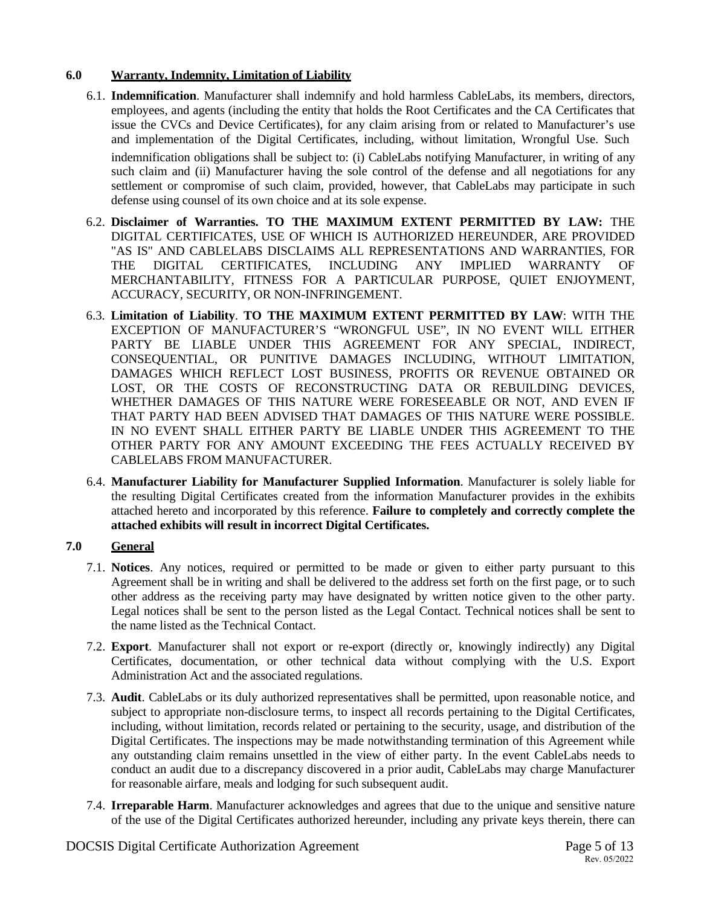## 6.0 Warranty, Indemnity, Limitation of Liability

6.1. **Indemnification**. Manufacturer shall indemnify and hold harmless CableLabs, its members, directors, employees, and agents (including the entity that holds the Root Certificates and the CA Certificates that issue the CVCs and Device Certificates), for any claim arising from or related to Manufacturer's use and implementation of the Digital Certificates, including, without limitation, Wrongful Use. Such indemnification obligations shall be subject to: (i) CableLabs notifying Manufacturer, in writing of any such claim and (ii) Manufacturer having the sole control of the defense and all negotiations for any settlement or compromise of such claim, provided, however, that CableLabs may participate in such defense using counsel of its own choice and at its sole expense.

6.2. **Disclaimer of Warranties. TO THE MAXIMUM EXTENT PERMITTED BY LAW:** THE DIGITAL CERTIFICATES, USE OF WHICH IS AUTHORIZED HEREUNDER, ARE PROVIDED "AS IS" AND CABLELABS DISCLAIMS ALL REPRESENTATIONS AND WARRANTIES, FOR THE DIGITAL CERTIFICATES, INCLUDING ANY IMPLIED WARRANTY OF MERCHANTABILITY, FITNESS FOR A PARTICULAR PURPOSE, QUIET ENJOYMENT, ACCURACY, SECURITY, OR NON-INFRINGEMENT.

6.3. **Limitation of Liability**. **TO THE MAXIMUM EXTENT PERMITTED BY LAW**: WITH THE EXCEPTION OF MANUFACTURER'S "WRONGFUL USE", IN NO EVENT WILL EITHER PARTY BE LIABLE UNDER THIS AGREEMENT FOR ANY SPECIAL, INDIRECT, CONSEQUENTIAL, OR PUNITIVE DAMAGES INCLUDING, WITHOUT LIMITATION, DAMAGES WHICH REFLECT LOST BUSINESS, PROFITS OR REVENUE OBTAINED OR LOST, OR THE COSTS OF RECONSTRUCTING DATA OR REBUILDING DEVICES, WHETHER DAMAGES OF THIS NATURE WERE FORESEEABLE OR NOT, AND EVEN IF THAT PARTY HAD BEEN ADVISED THAT DAMAGES OF THIS NATURE WERE POSSIBLE. IN NO EVENT SHALL EITHER PARTY BE LIABLE UNDER THIS AGREEMENT TO THE OTHER PARTY FOR ANY AMOUNT EXCEEDING THE FEES ACTUALLY RECEIVED BY CABLELABS FROM MANUFACTURER.

6.4. **Manufacturer Liability for Manufacturer Supplied Information**. Manufacturer is solely liable for the resulting Digital Certificates created from the information Manufacturer provides in the exhibits attached hereto and incorporated by this reference. **Failure to completely and correctly complete the attached exhibits will result in incorrect Digital Certificates.**

## 7.0 General

7.1. **Notices**. Any notices, required or permitted to be made or given to either party pursuant to this Agreement shall be in writing and shall be delivered to the address set forth on the first page, or to such other address as the receiving party may have designated by written notice given to the other party. Legal notices shall be sent to the person listed as the Legal Contact. Technical notices shall be sent to the name listed as the Technical Contact.

7.2. **Export**. Manufacturer shall not export or re-export (directly or, knowingly indirectly) any Digital Certificates, documentation, or other technical data without complying with the U.S. Export Administration Act and the associated regulations.

7.3. **Audit**. CableLabs or its duly authorized representatives shall be permitted, upon reasonable notice, and subject to appropriate non-disclosure terms, to inspect all records pertaining to the Digital Certificates, including, without limitation, records related or pertaining to the security, usage, and distribution of the Digital Certificates. The inspections may be made notwithstanding termination of this Agreement while any outstanding claim remains unsettled in the view of either party. In the event CableLabs needs to conduct an audit due to a discrepancy discovered in a prior audit, CableLabs may charge Manufacturer for reasonable airfare, meals and lodging for such subsequent audit.

7.4. **Irreparable Harm**. Manufacturer acknowledges and agrees that due to the unique and sensitive nature of the use of the Digital Certificates authorized hereunder, including any private keys therein, there can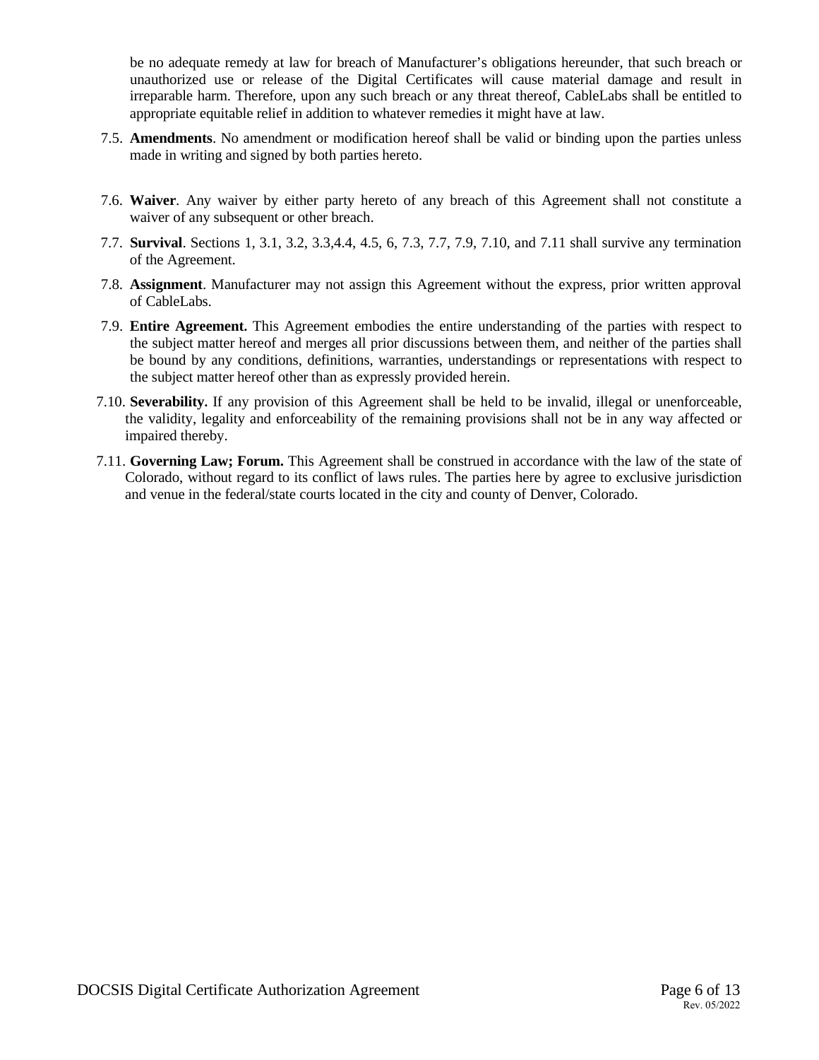be no adequate remedy at law for breach of Manufacturer's obligations hereunder, that such breach or unauthorized use or release of the Digital Certificates will cause material damage and result in irreparable harm. Therefore, upon any such breach or any threat thereof, CableLabs shall be entitled to appropriate equitable relief in addition to whatever remedies it might have at law.

7.5. **Amendments**. No amendment or modification hereof shall be valid or binding upon the parties unless made in writing and signed by both parties hereto.

7.6. **Waiver**. Any waiver by either party hereto of any breach of this Agreement shall not constitute a waiver of any subsequent or other breach.

7.7. **Survival**. Sections 1, 3.1, 3.2, 3.3,4.4, 4.5, 6, 7.3, 7.7, 7.9, 7.10, and 7.11 shall survive any termination of the Agreement.

7.8. **Assignment**. Manufacturer may not assign this Agreement without the express, prior written approval of CableLabs.

7.9. **Entire Agreement.** This Agreement embodies the entire understanding of the parties with respect to the subject matter hereof and merges all prior discussions between them, and neither of the parties shall be bound by any conditions, definitions, warranties, understandings or representations with respect to the subject matter hereof other than as expressly provided herein.

7.10. **Severability.** If any provision of this Agreement shall be held to be invalid, illegal or unenforceable, the validity, legality and enforceability of the remaining provisions shall not be in any way affected or impaired thereby.

7.11. **Governing Law; Forum.** This Agreement shall be construed in accordance with the law of the state of Colorado, without regard to its conflict of laws rules. The parties here by agree to exclusive jurisdiction and venue in the federal/state courts located in the city and county of Denver, Colorado.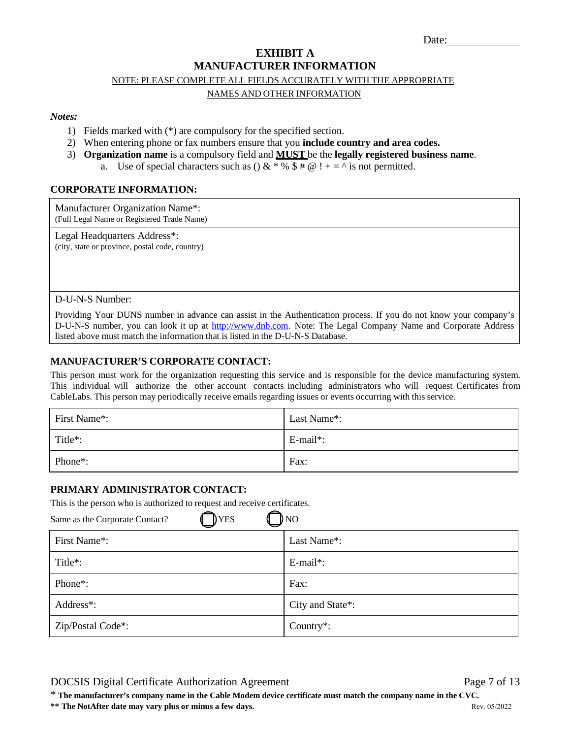Date:\_\_\_\_\_\_\_\_\_\_\_\_

# EXHIBIT A
# MANUFACTURER INFORMATION

NOTE: PLEASE COMPLETE ALL FIELDS ACCURATELY WITH THE APPROPRIATE NAMES AND OTHER INFORMATION

*Notes:*

1) Fields marked with (*) are compulsory for the specified section.
2) When entering phone or fax numbers ensure that you **include country and area codes.**
3) **Organization name** is a compulsory field and **MUST** be the **legally registered business name**.
   a. Use of special characters such as () & * % $ # @ ! + = ^ is not permitted.

### CORPORATE INFORMATION:

| Manufacturer Organization Name*: (Full Legal Name or Registered Trade Name) |
|---|
| Legal Headquarters Address*: (city, state or province, postal code, country) |
| D-U-N-S Number: |
| Providing Your DUNS number in advance can assist in the Authentication process. If you do not know your company's D-U-N-S number, you can look it up at http://www.dnb.com. Note: The Legal Company Name and Corporate Address listed above must match the information that is listed in the D-U-N-S Database. |

### MANUFACTURER'S CORPORATE CONTACT:

This person must work for the organization requesting this service and is responsible for the device manufacturing system. This individual will authorize the other account contacts including administrators who will request Certificates from CableLabs. This person may periodically receive emails regarding issues or events occurring with this service.

| First Name*: | Last Name*: |
|---|---|
| Title*: | E-mail*: |
| Phone*: | Fax: |

### PRIMARY ADMINISTRATOR CONTACT:

This is the person who is authorized to request and receive certificates.

Same as the Corporate Contact? ☐ YES ☐ NO

| First Name*: | Last Name*: |
|---|---|
| Title*: | E-mail*: |
| Phone*: | Fax: |
| Address*: | City and State*: |
| Zip/Postal Code*: | Country*: |

\* **The manufacturer's company name in the Cable Modem device certificate must match the company name in the CVC.**

**\*\* The NotAfter date may vary plus or minus a few days.**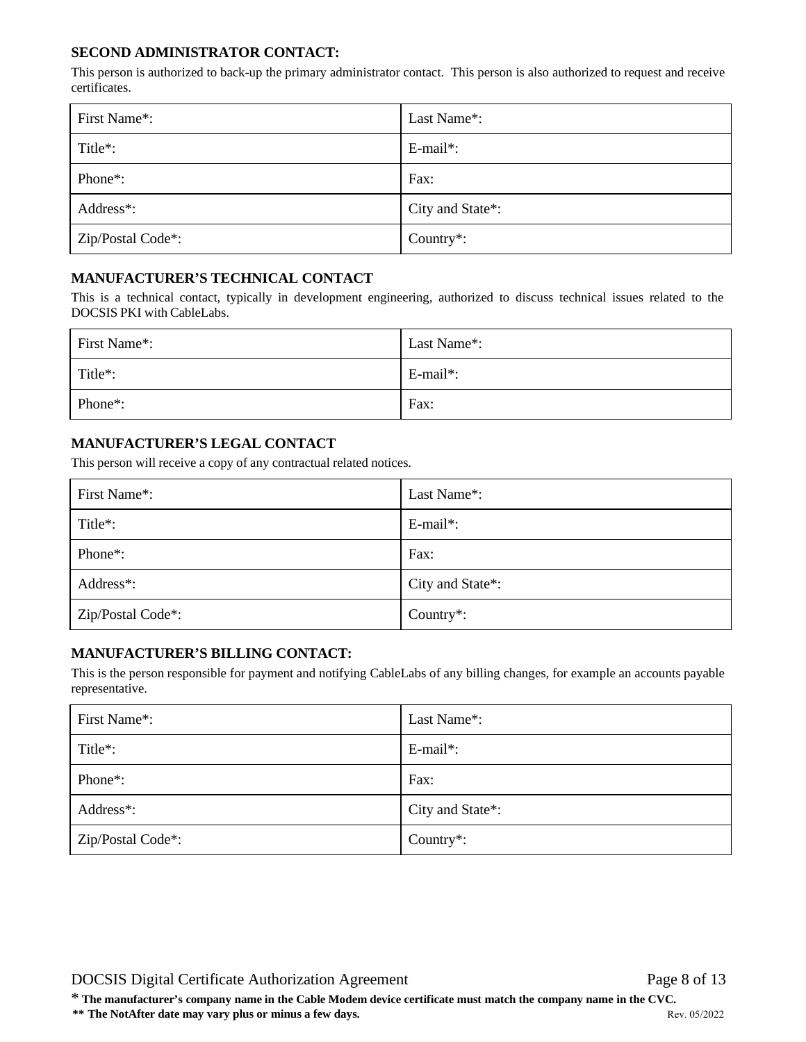### SECOND ADMINISTRATOR CONTACT:

This person is authorized to back-up the primary administrator contact. This person is also authorized to request and receive certificates.

| First Name*: | Last Name*: |
|---|---|
| Title*: | E-mail*: |
| Phone*: | Fax: |
| Address*: | City and State*: |
| Zip/Postal Code*: | Country*: |

### MANUFACTURER'S TECHNICAL CONTACT

This is a technical contact, typically in development engineering, authorized to discuss technical issues related to the DOCSIS PKI with CableLabs.

| First Name*: | Last Name*: |
|---|---|
| Title*: | E-mail*: |
| Phone*: | Fax: |

### MANUFACTURER'S LEGAL CONTACT

This person will receive a copy of any contractual related notices.

| First Name*: | Last Name*: |
|---|---|
| Title*: | E-mail*: |
| Phone*: | Fax: |
| Address*: | City and State*: |
| Zip/Postal Code*: | Country*: |

### MANUFACTURER'S BILLING CONTACT:

This is the person responsible for payment and notifying CableLabs of any billing changes, for example an accounts payable representative.

| First Name*: | Last Name*: |
|---|---|
| Title*: | E-mail*: |
| Phone*: | Fax: |
| Address*: | City and State*: |
| Zip/Postal Code*: | Country*: |

* **The manufacturer's company name in the Cable Modem device certificate must match the company name in the CVC.**
** **The NotAfter date may vary plus or minus a few days.**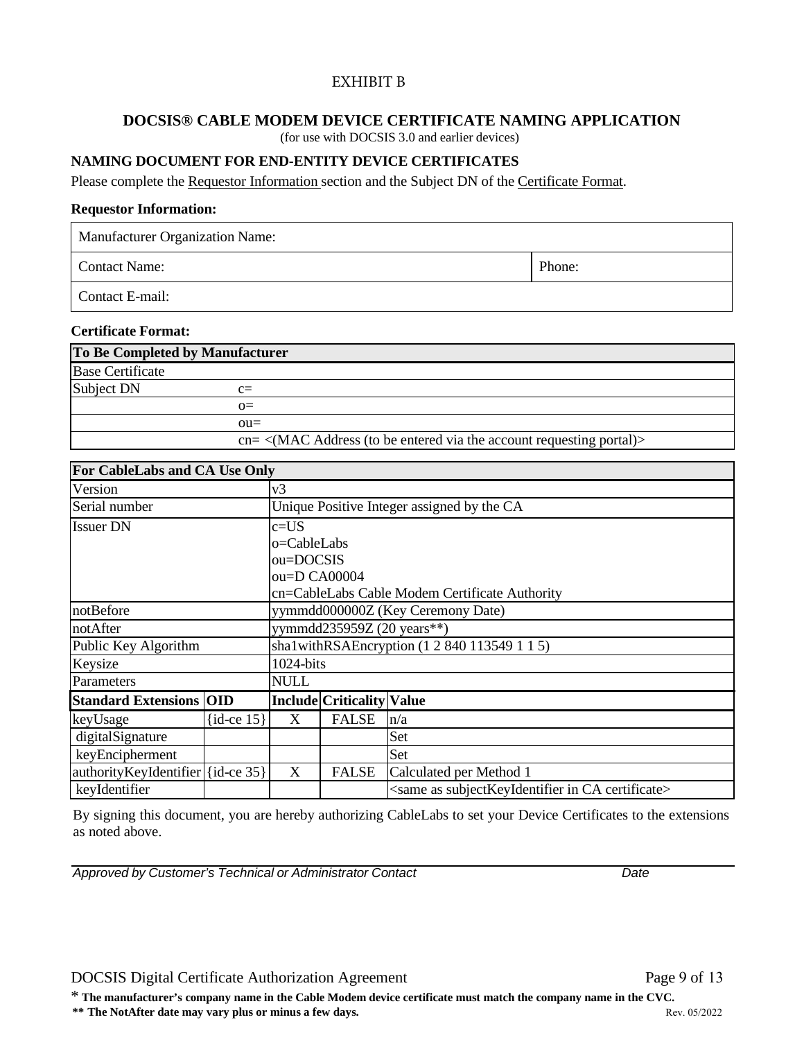EXHIBIT B

## DOCSIS® CABLE MODEM DEVICE CERTIFICATE NAMING APPLICATION

(for use with DOCSIS 3.0 and earlier devices)

### NAMING DOCUMENT FOR END-ENTITY DEVICE CERTIFICATES

Please complete the Requestor Information section and the Subject DN of the Certificate Format.

**Requestor Information:**

| Manufacturer Organization Name: | |
|---|---|
| Contact Name: | Phone: |
| Contact E-mail: | |

**Certificate Format:**

| To Be Completed by Manufacturer | |
|---|---|
| Base Certificate | |
| Subject DN | c= |
| | o= |
| | ou= |
| | cn= <(MAC Address (to be entered via the account requesting portal)> |

| For CableLabs and CA Use Only | | | | |
|---|---|---|---|---|
| Version | | v3 | | |
| Serial number | | Unique Positive Integer assigned by the CA | | |
| Issuer DN | | c=US<br>o=CableLabs<br>ou=DOCSIS<br>ou=D CA00004<br>cn=CableLabs Cable Modem Certificate Authority | | |
| notBefore | | yymmdd000000Z (Key Ceremony Date) | | |
| notAfter | | yymmdd235959Z (20 years**) | | |
| Public Key Algorithm | | sha1withRSAEncryption (1 2 840 113549 1 1 5) | | |
| Keysize | | 1024-bits | | |
| Parameters | | NULL | | |
| **Standard Extensions** | **OID** | **Include** | **Criticality** | **Value** |
| keyUsage | {id-ce 15} | X | FALSE | n/a |
| digitalSignature | | | | Set |
| keyEncipherment | | | | Set |
| authorityKeyIdentifier | {id-ce 35} | X | FALSE | Calculated per Method 1 |
| keyIdentifier | | | | <same as subjectKeyIdentifier in CA certificate> |

By signing this document, you are hereby authorizing CableLabs to set your Device Certificates to the extensions as noted above.

*Approved by Customer's Technical or Administrator Contact* &nbsp;&nbsp;&nbsp;&nbsp;&nbsp;&nbsp;&nbsp;&nbsp; *Date*

\* **The manufacturer's company name in the Cable Modem device certificate must match the company name in the CVC.**

**** The NotAfter date may vary plus or minus a few days.**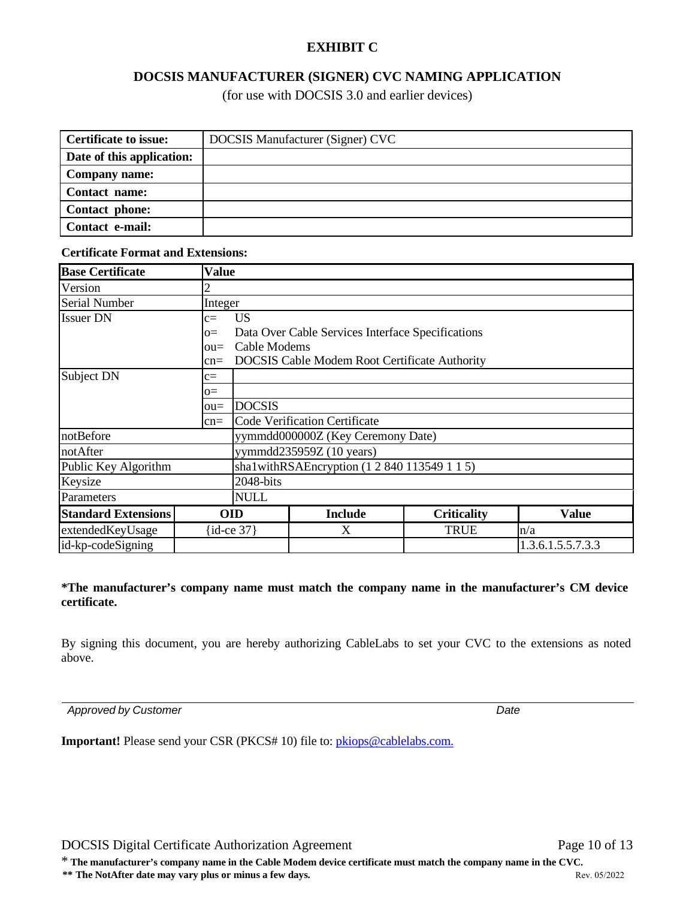# EXHIBIT C

## DOCSIS MANUFACTURER (SIGNER) CVC NAMING APPLICATION

(for use with DOCSIS 3.0 and earlier devices)

| | |
|---|---|
| **Certificate to issue:** | DOCSIS Manufacturer (Signer) CVC |
| **Date of this application:** | |
| **Company name:** | |
| **Contact name:** | |
| **Contact phone:** | |
| **Contact e-mail:** | |

**Certificate Format and Extensions:**

| **Base Certificate** | **Value** | | | |
|---|---|---|---|---|
| Version | 2 | | | |
| Serial Number | Integer | | | |
| Issuer DN | c= US<br>o= Data Over Cable Services Interface Specifications<br>ou= Cable Modems<br>cn= DOCSIS Cable Modem Root Certificate Authority | | | |
| Subject DN | c=<br>o=<br>ou= DOCSIS<br>cn= Code Verification Certificate | | | |
| notBefore | yymmdd000000Z (Key Ceremony Date) | | | |
| notAfter | yymmdd235959Z (10 years) | | | |
| Public Key Algorithm | sha1withRSAEncryption (1 2 840 113549 1 1 5) | | | |
| Keysize | 2048-bits | | | |
| Parameters | NULL | | | |
| **Standard Extensions** | **OID** | **Include** | **Criticality** | **Value** |
| extendedKeyUsage | {id-ce 37} | X | TRUE | n/a |
| id-kp-codeSigning | | | | 1.3.6.1.5.5.7.3.3 |

**\*The manufacturer's company name must match the company name in the manufacturer's CM device certificate.**

By signing this document, you are hereby authorizing CableLabs to set your CVC to the extensions as noted above.

*Approved by Customer* *Date*

**Important!** Please send your CSR (PKCS# 10) file to: pkiops@cablelabs.com.

\* **The manufacturer's company name in the Cable Modem device certificate must match the company name in the CVC.**

**\*\* The NotAfter date may vary plus or minus a few days.**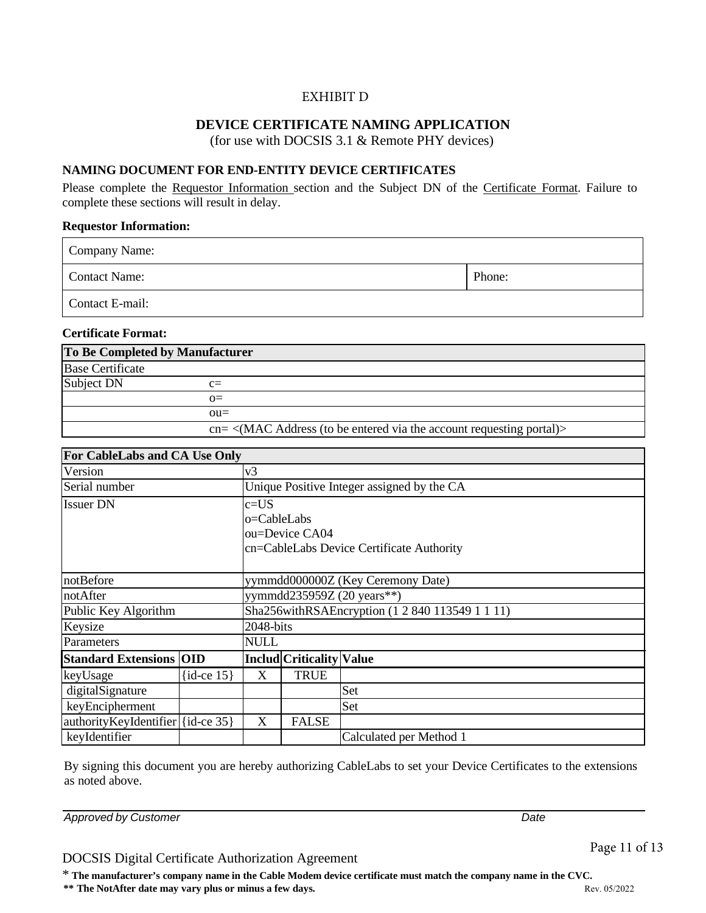EXHIBIT D

# DEVICE CERTIFICATE NAMING APPLICATION

(for use with DOCSIS 3.1 & Remote PHY devices)

## NAMING DOCUMENT FOR END-ENTITY DEVICE CERTIFICATES

Please complete the Requestor Information section and the Subject DN of the Certificate Format. Failure to complete these sections will result in delay.

**Requestor Information:**

| Company Name: | |
|---|---|
| Contact Name: | Phone: |
| Contact E-mail: | |

**Certificate Format:**

| To Be Completed by Manufacturer | |
|---|---|
| Base Certificate | |
| Subject DN | c= |
| | o= |
| | ou= |
| | cn= <(MAC Address (to be entered via the account requesting portal)> |

| For CableLabs and CA Use Only | | | | |
|---|---|---|---|---|
| Version | | v3 | | |
| Serial number | | Unique Positive Integer assigned by the CA | | |
| Issuer DN | | c=US<br>o=CableLabs<br>ou=Device CA04<br>cn=CableLabs Device Certificate Authority | | |
| notBefore | | yymmdd000000Z (Key Ceremony Date) | | |
| notAfter | | yymmdd235959Z (20 years**) | | |
| Public Key Algorithm | | Sha256withRSAEncryption (1 2 840 113549 1 1 11) | | |
| Keysize | | 2048-bits | | |
| Parameters | | NULL | | |
| **Standard Extensions** | **OID** | **Includ** | **Criticality** | **Value** |
| keyUsage | {id-ce 15} | X | TRUE | |
| digitalSignature | | | | Set |
| keyEncipherment | | | | Set |
| authorityKeyIdentifier | {id-ce 35} | X | FALSE | |
| keyIdentifier | | | | Calculated per Method 1 |

By signing this document you are hereby authorizing CableLabs to set your Device Certificates to the extensions as noted above.

*Approved by Customer* *Date*

DOCSIS Digital Certificate Authorization Agreement

\* **The manufacturer's company name in the Cable Modem device certificate must match the company name in the CVC.**

**\*\* The NotAfter date may vary plus or minus a few days.**

Rev. 05/2022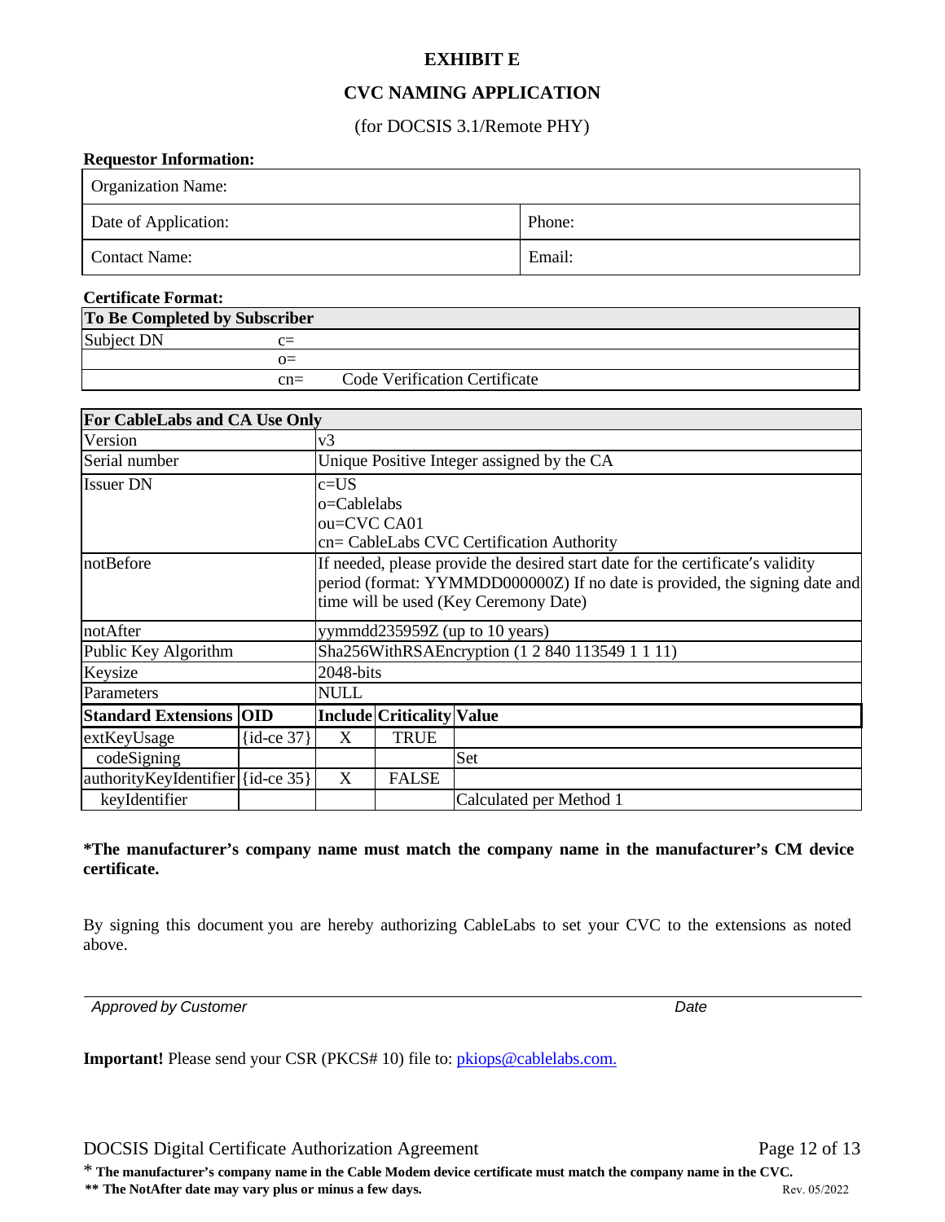# EXHIBIT E

## CVC NAMING APPLICATION

(for DOCSIS 3.1/Remote PHY)

**Requestor Information:**

| Organization Name: | |
|---|---|
| Date of Application: | Phone: |
| Contact Name: | Email: |

**Certificate Format:**

| To Be Completed by Subscriber | | |
|---|---|---|
| Subject DN | c= | |
| | o= | |
| | cn= | Code Verification Certificate |

| For CableLabs and CA Use Only | | | | |
|---|---|---|---|---|
| Version | | v3 | | |
| Serial number | | Unique Positive Integer assigned by the CA | | |
| Issuer DN | | c=US<br>o=Cablelabs<br>ou=CVC CA01<br>cn= CableLabs CVC Certification Authority | | |
| notBefore | | If needed, please provide the desired start date for the certificate's validity period (format: YYMMDD000000Z) If no date is provided, the signing date and time will be used (Key Ceremony Date) | | |
| notAfter | | yymmdd235959Z (up to 10 years) | | |
| Public Key Algorithm | | Sha256WithRSAEncryption (1 2 840 113549 1 1 11) | | |
| Keysize | | 2048-bits | | |
| Parameters | | NULL | | |
| **Standard Extensions** | **OID** | **Include** | **Criticality** | **Value** |
| extKeyUsage | {id-ce 37} | X | TRUE | |
| codeSigning | | | | Set |
| authorityKeyIdentifier | {id-ce 35} | X | FALSE | |
| keyIdentifier | | | | Calculated per Method 1 |

**\*The manufacturer's company name must match the company name in the manufacturer's CM device certificate.**

By signing this document you are hereby authorizing CableLabs to set your CVC to the extensions as noted above.

*Approved by Customer* *Date*

**Important!** Please send your CSR (PKCS# 10) file to: pkiops@cablelabs.com.

\* **The manufacturer's company name in the Cable Modem device certificate must match the company name in the CVC.**

**\*\* The NotAfter date may vary plus or minus a few days.**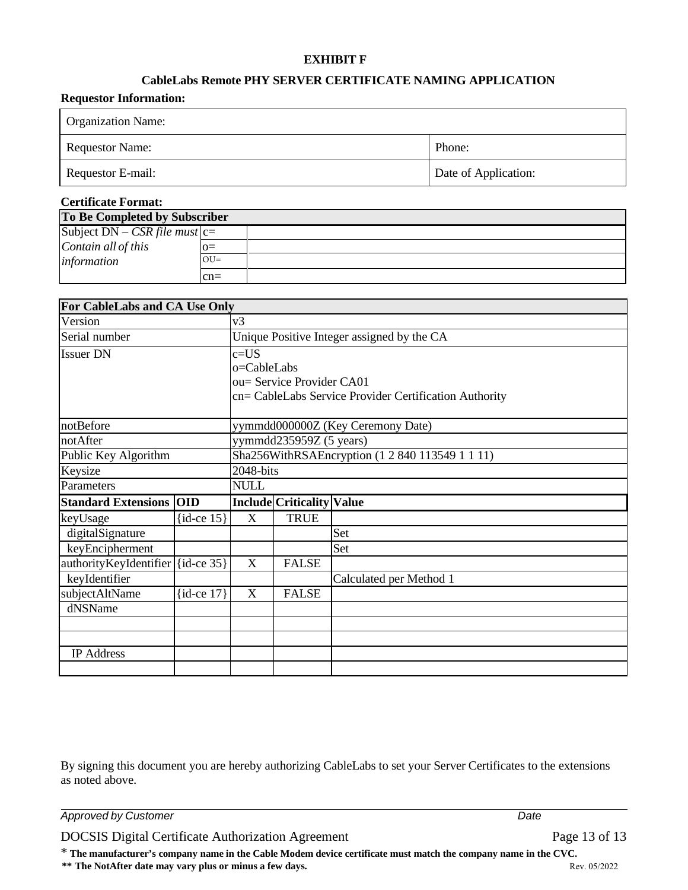**EXHIBIT F**

**CableLabs Remote PHY SERVER CERTIFICATE NAMING APPLICATION**

**Requestor Information:**

| | |
|---|---|
| Organization Name: | |
| Requestor Name: | Phone: |
| Requestor E-mail: | Date of Application: |

**Certificate Format:**

| **To Be Completed by Subscriber** | | |
|---|---|---|
| Subject DN – *CSR file must Contain all of this information* | c= | |
| | o= | |
| | OU= | |
| | cn= | |

| **For CableLabs and CA Use Only** | | | | |
|---|---|---|---|---|
| Version | | v3 | | |
| Serial number | | Unique Positive Integer assigned by the CA | | |
| Issuer DN | | c=US<br>o=CableLabs<br>ou= Service Provider CA01<br>cn= CableLabs Service Provider Certification Authority | | |
| notBefore | | yymmdd000000Z (Key Ceremony Date) | | |
| notAfter | | yymmdd235959Z (5 years) | | |
| Public Key Algorithm | | Sha256WithRSAEncryption (1 2 840 113549 1 1 11) | | |
| Keysize | | 2048-bits | | |
| Parameters | | NULL | | |
| **Standard Extensions** | **OID** | **Include** | **Criticality** | **Value** |
| keyUsage | {id-ce 15} | X | TRUE | |
| digitalSignature | | | | Set |
| keyEncipherment | | | | Set |
| authorityKeyIdentifier | {id-ce 35} | X | FALSE | |
| keyIdentifier | | | | Calculated per Method 1 |
| subjectAltName | {id-ce 17} | X | FALSE | |
| dNSName | | | | |
| | | | | |
| | | | | |
| IP Address | | | | |
| | | | | |

By signing this document you are hereby authorizing CableLabs to set your Server Certificates to the extensions as noted above.

*Approved by Customer* *Date*

DOCSIS Digital Certificate Authorization Agreement

\* **The manufacturer's company name in the Cable Modem device certificate must match the company name in the CVC.**

**\*\* The NotAfter date may vary plus or minus a few days.**

Rev. 05/2022